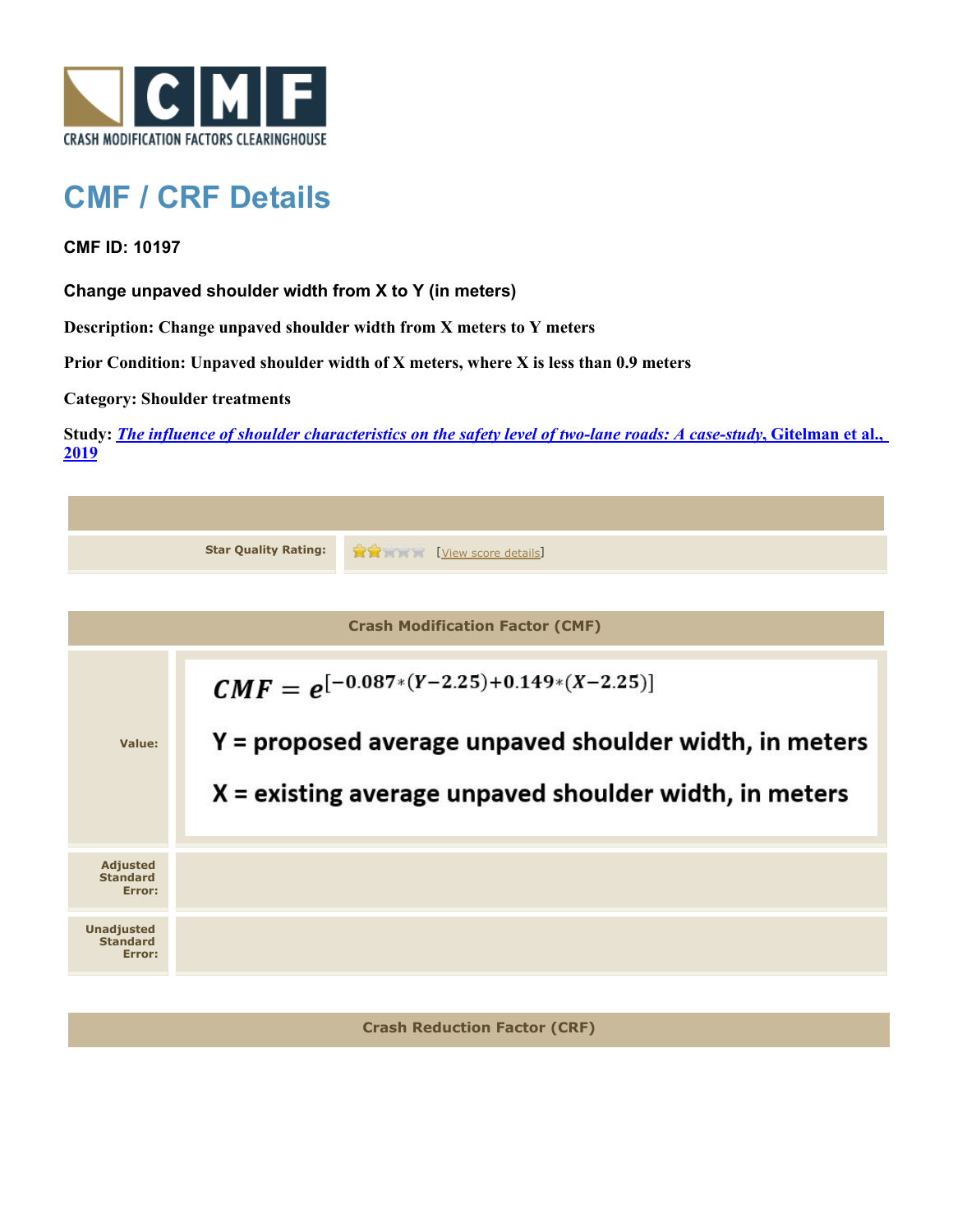CRASH MODIFICATION FACTORS CLEARINGHOUSE

# CMF / CRF Details

**CMF ID: 10197**

**Change unpaved shoulder width from X to Y (in meters)**

**Description: Change unpaved shoulder width from X meters to Y meters**

**Prior Condition: Unpaved shoulder width of X meters, where X is less than 0.9 meters**

**Category: Shoulder treatments**

**Study: *The influence of shoulder characteristics on the safety level of two-lane roads: A case-study*, Gitelman et al., 2019**

| | |
|---|---|
| **Star Quality Rating:** | 2 of 5 stars [View score details] |

## Crash Modification Factor (CMF)

| | |
|---|---|
| **Value:** | $CMF = e^{[-0.087*(Y-2.25)+0.149*(X-2.25)]}$ <br> Y = proposed average unpaved shoulder width, in meters <br> X = existing average unpaved shoulder width, in meters |
| **Adjusted Standard Error:** | |
| **Unadjusted Standard Error:** | |

## Crash Reduction Factor (CRF)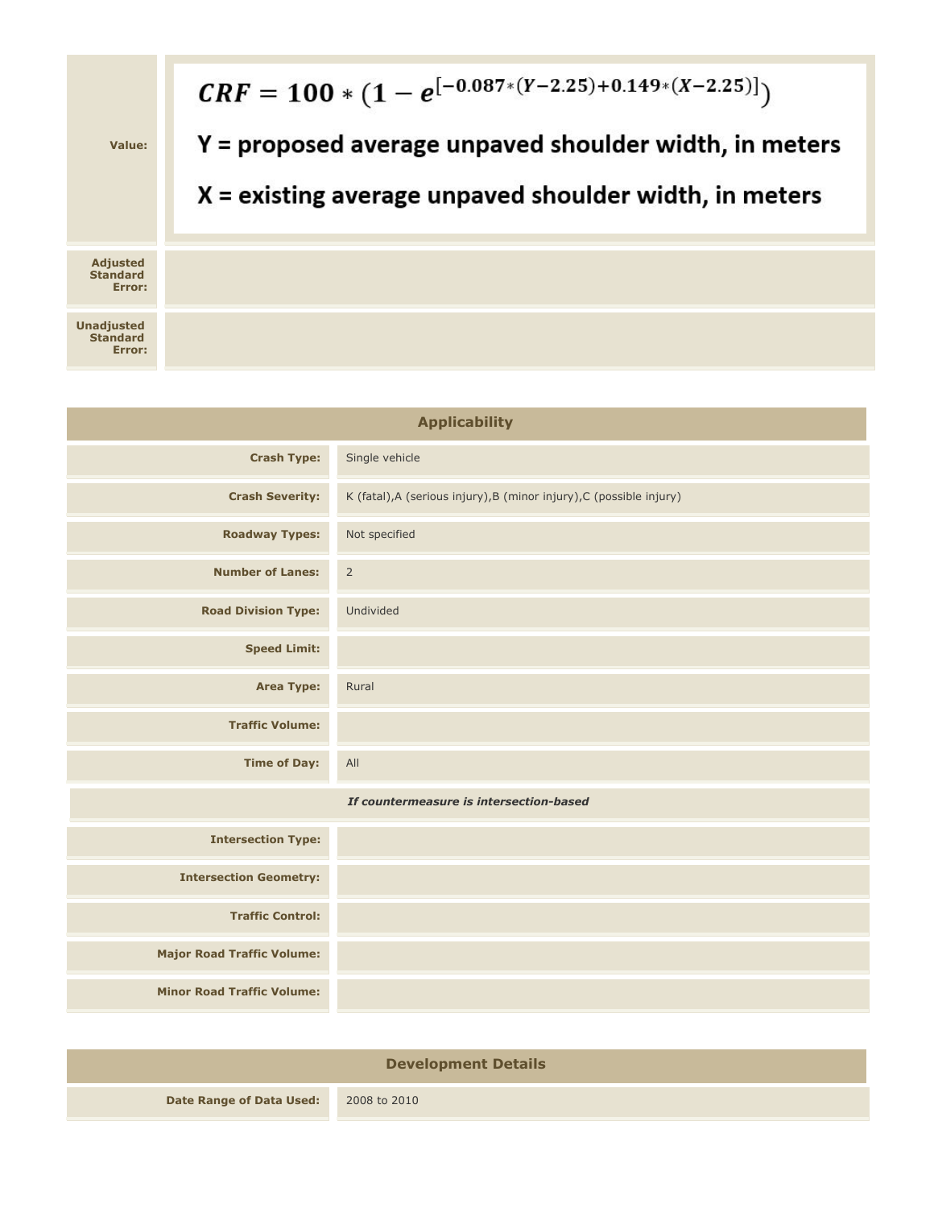| | |
|---|---|
| **Value:** | $$CRF = 100 * (1 - e^{[-0.087*(Y-2.25)+0.149*(X-2.25)]})$$ Y = proposed average unpaved shoulder width, in meters X = existing average unpaved shoulder width, in meters |
| **Adjusted Standard Error:** | |
| **Unadjusted Standard Error:** | |

## Applicability

| | |
|---|---|
| **Crash Type:** | Single vehicle |
| **Crash Severity:** | K (fatal),A (serious injury),B (minor injury),C (possible injury) |
| **Roadway Types:** | Not specified |
| **Number of Lanes:** | 2 |
| **Road Division Type:** | Undivided |
| **Speed Limit:** | |
| **Area Type:** | Rural |
| **Traffic Volume:** | |
| **Time of Day:** | All |
| ***If countermeasure is intersection-based*** | |
| **Intersection Type:** | |
| **Intersection Geometry:** | |
| **Traffic Control:** | |
| **Major Road Traffic Volume:** | |
| **Minor Road Traffic Volume:** | |

## Development Details

| | |
|---|---|
| **Date Range of Data Used:** | 2008 to 2010 |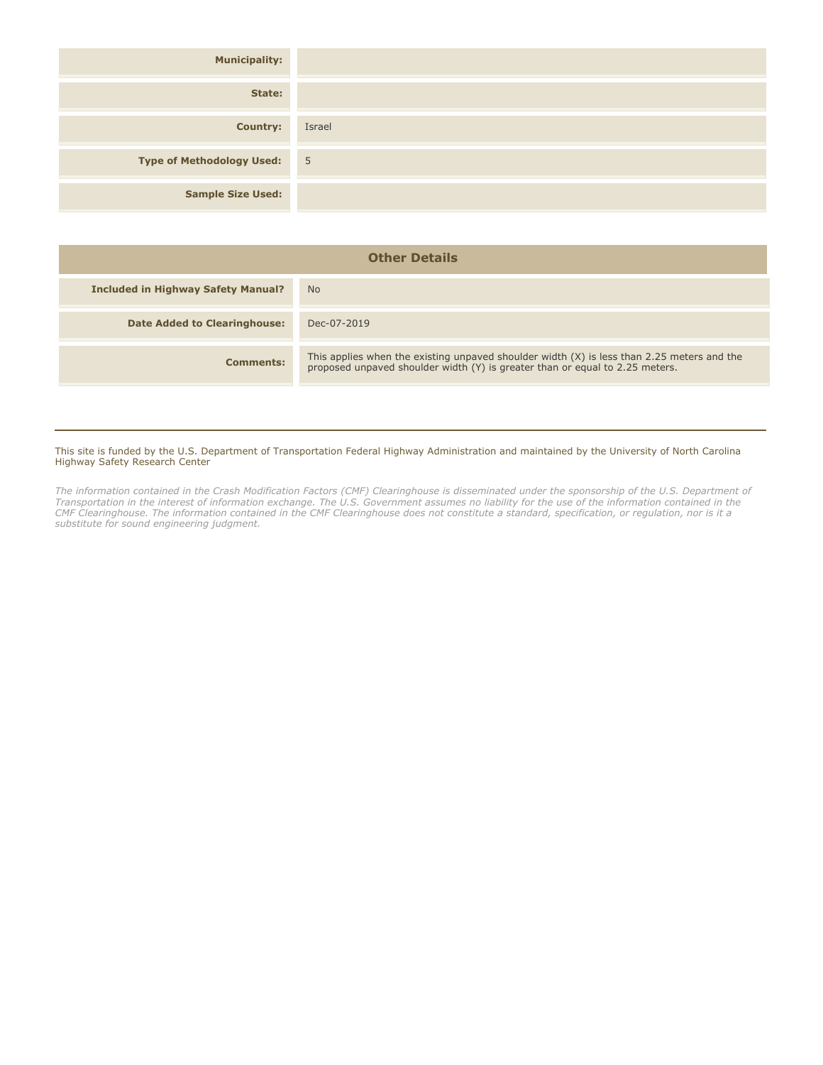| | |
|---|---|
| **Municipality:** | |
| **State:** | |
| **Country:** | Israel |
| **Type of Methodology Used:** | 5 |
| **Sample Size Used:** | |

## Other Details

| | |
|---|---|
| **Included in Highway Safety Manual?** | No |
| **Date Added to Clearinghouse:** | Dec-07-2019 |
| **Comments:** | This applies when the existing unpaved shoulder width (X) is less than 2.25 meters and the proposed unpaved shoulder width (Y) is greater than or equal to 2.25 meters. |

---

This site is funded by the U.S. Department of Transportation Federal Highway Administration and maintained by the University of North Carolina Highway Safety Research Center

*The information contained in the Crash Modification Factors (CMF) Clearinghouse is disseminated under the sponsorship of the U.S. Department of Transportation in the interest of information exchange. The U.S. Government assumes no liability for the use of the information contained in the CMF Clearinghouse. The information contained in the CMF Clearinghouse does not constitute a standard, specification, or regulation, nor is it a substitute for sound engineering judgment.*